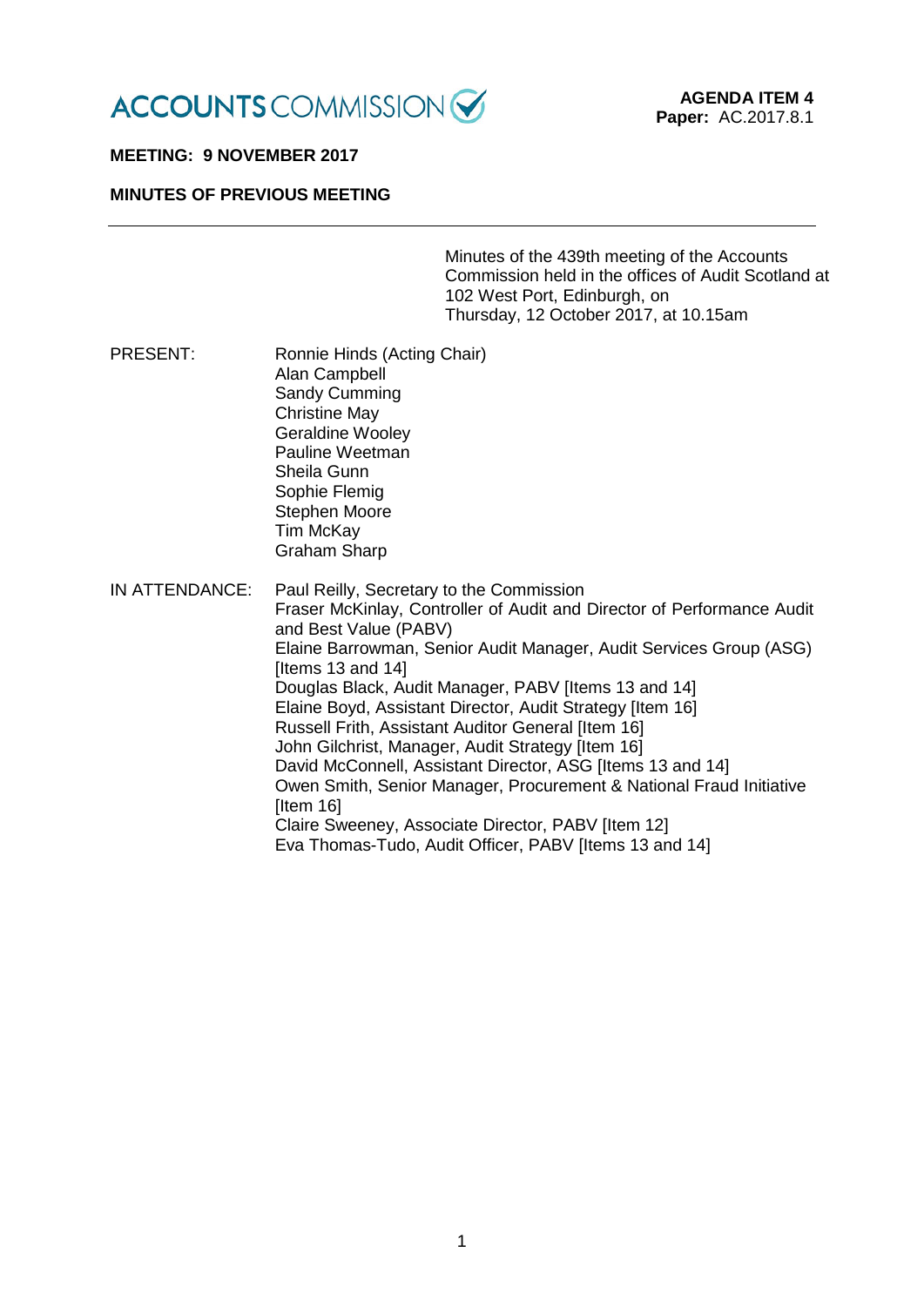ACCOUNTS COMMISSION

**AGENDA ITEM 4**
**Paper:** AC.2017.8.1

**MEETING: 9 NOVEMBER 2017**

**MINUTES OF PREVIOUS MEETING**

---

Minutes of the 439th meeting of the Accounts Commission held in the offices of Audit Scotland at 102 West Port, Edinburgh, on Thursday, 12 October 2017, at 10.15am

PRESENT:

Ronnie Hinds (Acting Chair)
Alan Campbell
Sandy Cumming
Christine May
Geraldine Wooley
Pauline Weetman
Sheila Gunn
Sophie Flemig
Stephen Moore
Tim McKay
Graham Sharp

IN ATTENDANCE:

Paul Reilly, Secretary to the Commission
Fraser McKinlay, Controller of Audit and Director of Performance Audit and Best Value (PABV)
Elaine Barrowman, Senior Audit Manager, Audit Services Group (ASG) [Items 13 and 14]
Douglas Black, Audit Manager, PABV [Items 13 and 14]
Elaine Boyd, Assistant Director, Audit Strategy [Item 16]
Russell Frith, Assistant Auditor General [Item 16]
John Gilchrist, Manager, Audit Strategy [Item 16]
David McConnell, Assistant Director, ASG [Items 13 and 14]
Owen Smith, Senior Manager, Procurement & National Fraud Initiative [Item 16]
Claire Sweeney, Associate Director, PABV [Item 12]
Eva Thomas-Tudo, Audit Officer, PABV [Items 13 and 14]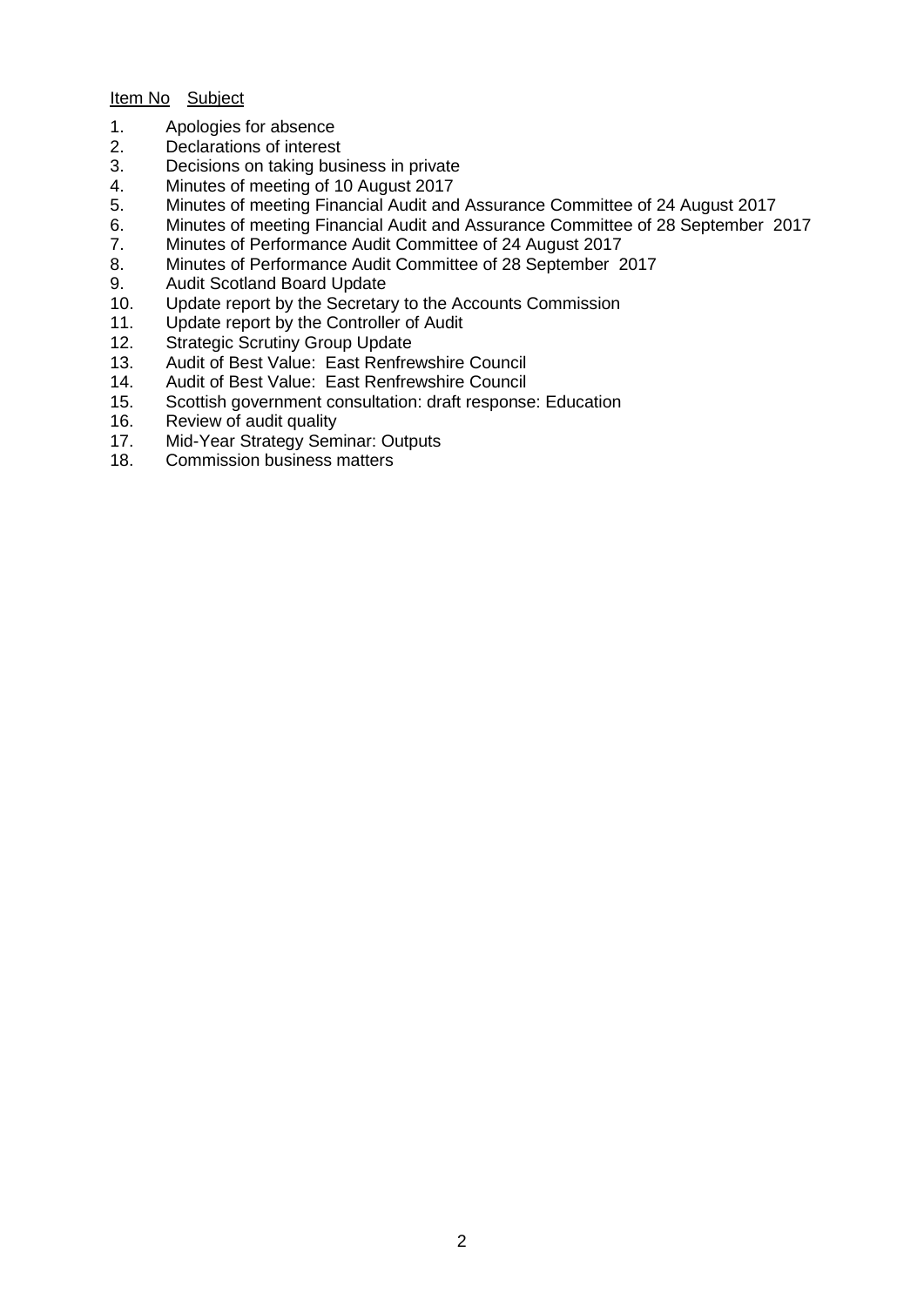| Item No | Subject |
|---|---|
| 1. | Apologies for absence |
| 2. | Declarations of interest |
| 3. | Decisions on taking business in private |
| 4. | Minutes of meeting of 10 August 2017 |
| 5. | Minutes of meeting Financial Audit and Assurance Committee of 24 August 2017 |
| 6. | Minutes of meeting Financial Audit and Assurance Committee of 28 September 2017 |
| 7. | Minutes of Performance Audit Committee of 24 August 2017 |
| 8. | Minutes of Performance Audit Committee of 28 September 2017 |
| 9. | Audit Scotland Board Update |
| 10. | Update report by the Secretary to the Accounts Commission |
| 11. | Update report by the Controller of Audit |
| 12. | Strategic Scrutiny Group Update |
| 13. | Audit of Best Value: East Renfrewshire Council |
| 14. | Audit of Best Value: East Renfrewshire Council |
| 15. | Scottish government consultation: draft response: Education |
| 16. | Review of audit quality |
| 17. | Mid-Year Strategy Seminar: Outputs |
| 18. | Commission business matters |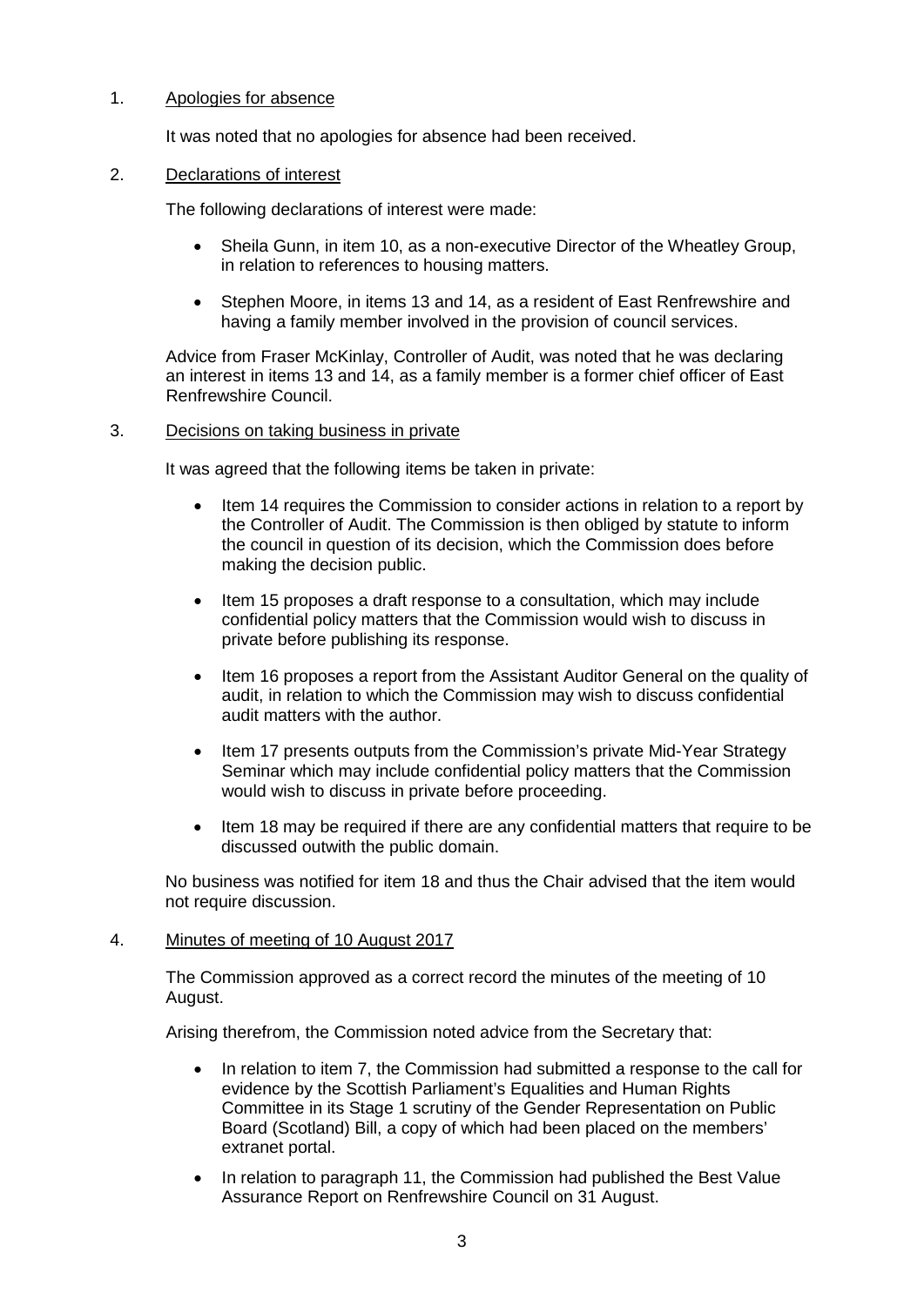1. Apologies for absence

   It was noted that no apologies for absence had been received.

2. Declarations of interest

   The following declarations of interest were made:

   - Sheila Gunn, in item 10, as a non-executive Director of the Wheatley Group, in relation to references to housing matters.
   - Stephen Moore, in items 13 and 14, as a resident of East Renfrewshire and having a family member involved in the provision of council services.

   Advice from Fraser McKinlay, Controller of Audit, was noted that he was declaring an interest in items 13 and 14, as a family member is a former chief officer of East Renfrewshire Council.

3. Decisions on taking business in private

   It was agreed that the following items be taken in private:

   - Item 14 requires the Commission to consider actions in relation to a report by the Controller of Audit. The Commission is then obliged by statute to inform the council in question of its decision, which the Commission does before making the decision public.
   - Item 15 proposes a draft response to a consultation, which may include confidential policy matters that the Commission would wish to discuss in private before publishing its response.
   - Item 16 proposes a report from the Assistant Auditor General on the quality of audit, in relation to which the Commission may wish to discuss confidential audit matters with the author.
   - Item 17 presents outputs from the Commission's private Mid-Year Strategy Seminar which may include confidential policy matters that the Commission would wish to discuss in private before proceeding.
   - Item 18 may be required if there are any confidential matters that require to be discussed outwith the public domain.

   No business was notified for item 18 and thus the Chair advised that the item would not require discussion.

4. Minutes of meeting of 10 August 2017

   The Commission approved as a correct record the minutes of the meeting of 10 August.

   Arising therefrom, the Commission noted advice from the Secretary that:

   - In relation to item 7, the Commission had submitted a response to the call for evidence by the Scottish Parliament's Equalities and Human Rights Committee in its Stage 1 scrutiny of the Gender Representation on Public Board (Scotland) Bill, a copy of which had been placed on the members' extranet portal.
   - In relation to paragraph 11, the Commission had published the Best Value Assurance Report on Renfrewshire Council on 31 August.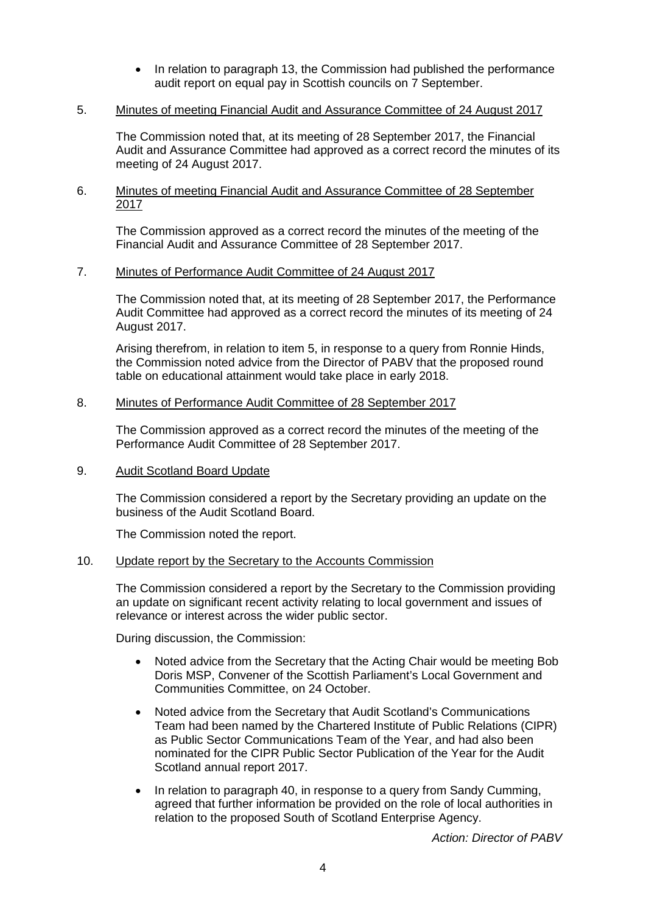- In relation to paragraph 13, the Commission had published the performance audit report on equal pay in Scottish councils on 7 September.

5. Minutes of meeting Financial Audit and Assurance Committee of 24 August 2017

   The Commission noted that, at its meeting of 28 September 2017, the Financial Audit and Assurance Committee had approved as a correct record the minutes of its meeting of 24 August 2017.

6. Minutes of meeting Financial Audit and Assurance Committee of 28 September 2017

   The Commission approved as a correct record the minutes of the meeting of the Financial Audit and Assurance Committee of 28 September 2017.

7. Minutes of Performance Audit Committee of 24 August 2017

   The Commission noted that, at its meeting of 28 September 2017, the Performance Audit Committee had approved as a correct record the minutes of its meeting of 24 August 2017.

   Arising therefrom, in relation to item 5, in response to a query from Ronnie Hinds, the Commission noted advice from the Director of PABV that the proposed round table on educational attainment would take place in early 2018.

8. Minutes of Performance Audit Committee of 28 September 2017

   The Commission approved as a correct record the minutes of the meeting of the Performance Audit Committee of 28 September 2017.

9. Audit Scotland Board Update

   The Commission considered a report by the Secretary providing an update on the business of the Audit Scotland Board.

   The Commission noted the report.

10. Update report by the Secretary to the Accounts Commission

    The Commission considered a report by the Secretary to the Commission providing an update on significant recent activity relating to local government and issues of relevance or interest across the wider public sector.

    During discussion, the Commission:

    - Noted advice from the Secretary that the Acting Chair would be meeting Bob Doris MSP, Convener of the Scottish Parliament's Local Government and Communities Committee, on 24 October.
    - Noted advice from the Secretary that Audit Scotland's Communications Team had been named by the Chartered Institute of Public Relations (CIPR) as Public Sector Communications Team of the Year, and had also been nominated for the CIPR Public Sector Publication of the Year for the Audit Scotland annual report 2017.
    - In relation to paragraph 40, in response to a query from Sandy Cumming, agreed that further information be provided on the role of local authorities in relation to the proposed South of Scotland Enterprise Agency.

    *Action: Director of PABV*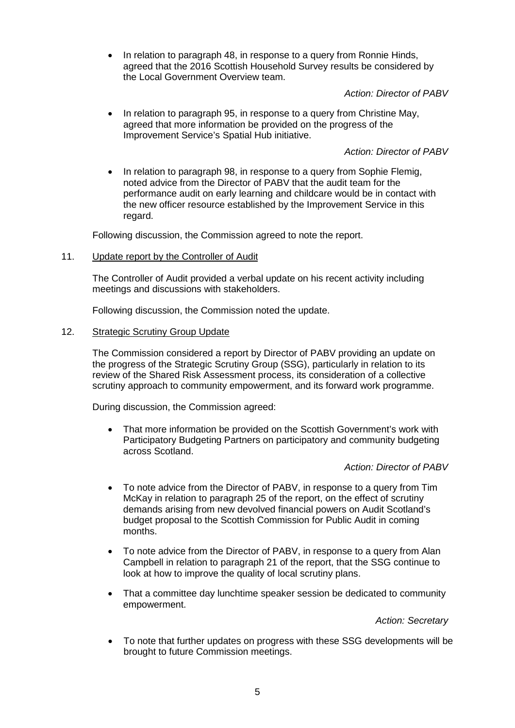- In relation to paragraph 48, in response to a query from Ronnie Hinds, agreed that the 2016 Scottish Household Survey results be considered by the Local Government Overview team.

  *Action: Director of PABV*

- In relation to paragraph 95, in response to a query from Christine May, agreed that more information be provided on the progress of the Improvement Service's Spatial Hub initiative.

  *Action: Director of PABV*

- In relation to paragraph 98, in response to a query from Sophie Flemig, noted advice from the Director of PABV that the audit team for the performance audit on early learning and childcare would be in contact with the new officer resource established by the Improvement Service in this regard.

Following discussion, the Commission agreed to note the report.

11. Update report by the Controller of Audit

The Controller of Audit provided a verbal update on his recent activity including meetings and discussions with stakeholders.

Following discussion, the Commission noted the update.

12. Strategic Scrutiny Group Update

The Commission considered a report by Director of PABV providing an update on the progress of the Strategic Scrutiny Group (SSG), particularly in relation to its review of the Shared Risk Assessment process, its consideration of a collective scrutiny approach to community empowerment, and its forward work programme.

During discussion, the Commission agreed:

- That more information be provided on the Scottish Government's work with Participatory Budgeting Partners on participatory and community budgeting across Scotland.

  *Action: Director of PABV*

- To note advice from the Director of PABV, in response to a query from Tim McKay in relation to paragraph 25 of the report, on the effect of scrutiny demands arising from new devolved financial powers on Audit Scotland's budget proposal to the Scottish Commission for Public Audit in coming months.

- To note advice from the Director of PABV, in response to a query from Alan Campbell in relation to paragraph 21 of the report, that the SSG continue to look at how to improve the quality of local scrutiny plans.

- That a committee day lunchtime speaker session be dedicated to community empowerment.

  *Action: Secretary*

- To note that further updates on progress with these SSG developments will be brought to future Commission meetings.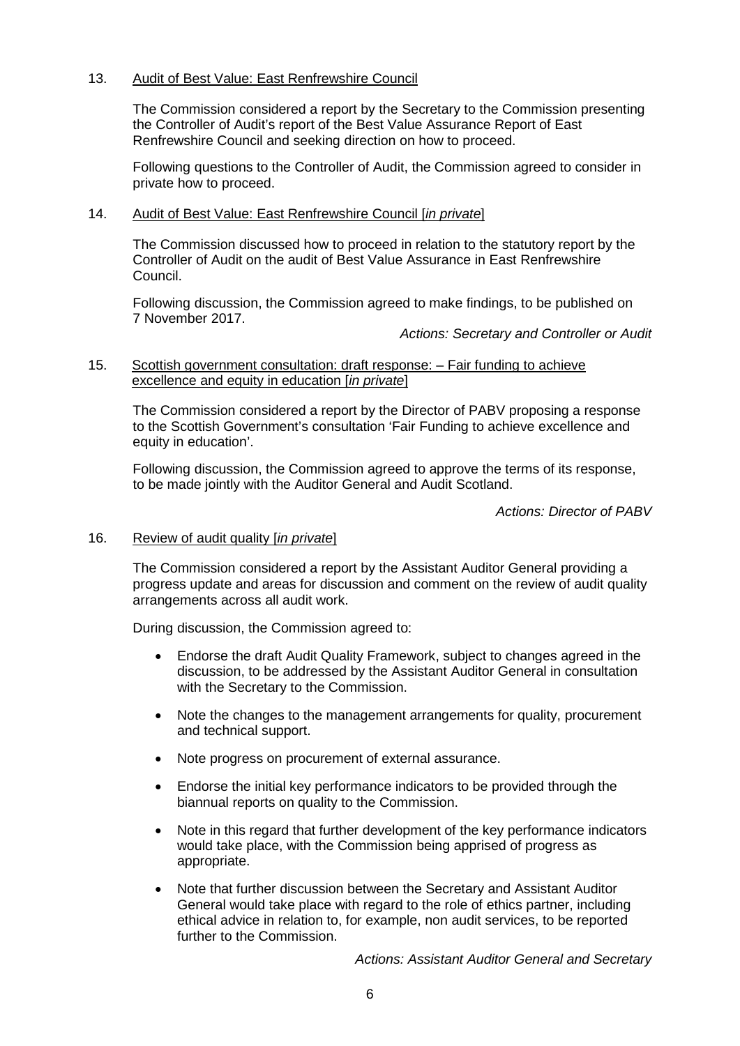13. Audit of Best Value: East Renfrewshire Council

The Commission considered a report by the Secretary to the Commission presenting the Controller of Audit's report of the Best Value Assurance Report of East Renfrewshire Council and seeking direction on how to proceed.

Following questions to the Controller of Audit, the Commission agreed to consider in private how to proceed.

14. Audit of Best Value: East Renfrewshire Council [*in private*]

The Commission discussed how to proceed in relation to the statutory report by the Controller of Audit on the audit of Best Value Assurance in East Renfrewshire Council.

Following discussion, the Commission agreed to make findings, to be published on 7 November 2017.

*Actions: Secretary and Controller or Audit*

15. Scottish government consultation: draft response: – Fair funding to achieve excellence and equity in education [*in private*]

The Commission considered a report by the Director of PABV proposing a response to the Scottish Government's consultation 'Fair Funding to achieve excellence and equity in education'.

Following discussion, the Commission agreed to approve the terms of its response, to be made jointly with the Auditor General and Audit Scotland.

*Actions: Director of PABV*

16. Review of audit quality [*in private*]

The Commission considered a report by the Assistant Auditor General providing a progress update and areas for discussion and comment on the review of audit quality arrangements across all audit work.

During discussion, the Commission agreed to:

- Endorse the draft Audit Quality Framework, subject to changes agreed in the discussion, to be addressed by the Assistant Auditor General in consultation with the Secretary to the Commission.
- Note the changes to the management arrangements for quality, procurement and technical support.
- Note progress on procurement of external assurance.
- Endorse the initial key performance indicators to be provided through the biannual reports on quality to the Commission.
- Note in this regard that further development of the key performance indicators would take place, with the Commission being apprised of progress as appropriate.
- Note that further discussion between the Secretary and Assistant Auditor General would take place with regard to the role of ethics partner, including ethical advice in relation to, for example, non audit services, to be reported further to the Commission.

*Actions: Assistant Auditor General and Secretary*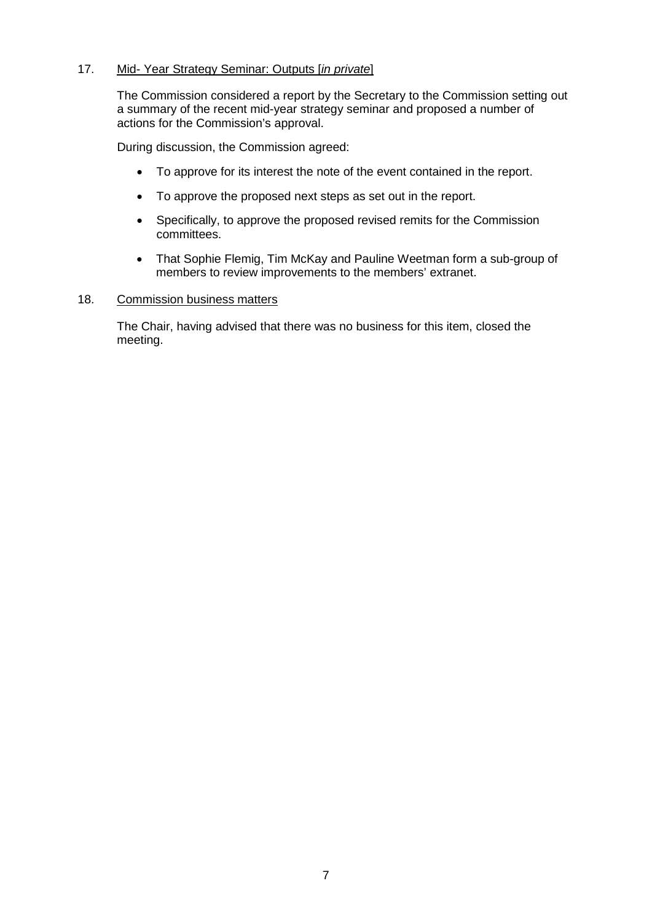17. Mid- Year Strategy Seminar: Outputs [*in private*]

The Commission considered a report by the Secretary to the Commission setting out a summary of the recent mid-year strategy seminar and proposed a number of actions for the Commission's approval.

During discussion, the Commission agreed:

- To approve for its interest the note of the event contained in the report.
- To approve the proposed next steps as set out in the report.
- Specifically, to approve the proposed revised remits for the Commission committees.
- That Sophie Flemig, Tim McKay and Pauline Weetman form a sub-group of members to review improvements to the members' extranet.

18. Commission business matters

The Chair, having advised that there was no business for this item, closed the meeting.